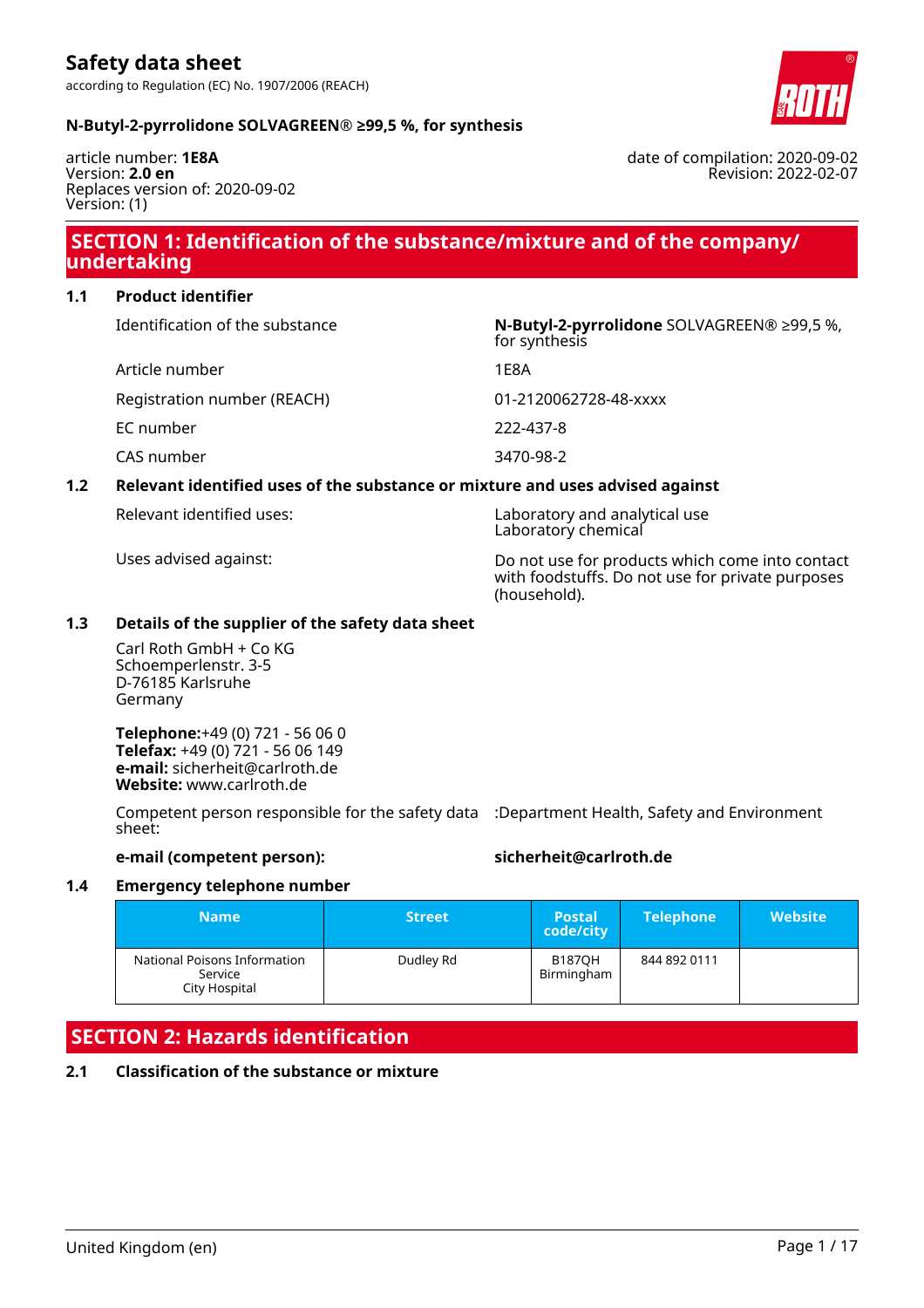# Safety data sheet

according to Regulation (EC) No. 1907/2006 (REACH)

**N-Butyl-2-pyrrolidone SOLVAGREEN® ≥99,5 %, for synthesis**

article number: **1E8A**
Version: **2.0 en**
Replaces version of: 2020-09-02
Version: (1)

date of compilation: 2020-09-02
Revision: 2022-02-07

## SECTION 1: Identification of the substance/mixture and of the company/undertaking

### 1.1 Product identifier

| | |
|---|---|
| Identification of the substance | **N-Butyl-2-pyrrolidone** SOLVAGREEN® ≥99,5 %, for synthesis |
| Article number | 1E8A |
| Registration number (REACH) | 01-2120062728-48-xxxx |
| EC number | 222-437-8 |
| CAS number | 3470-98-2 |

### 1.2 Relevant identified uses of the substance or mixture and uses advised against

| | |
|---|---|
| Relevant identified uses: | Laboratory and analytical use<br>Laboratory chemical |
| Uses advised against: | Do not use for products which come into contact with foodstuffs. Do not use for private purposes (household). |

### 1.3 Details of the supplier of the safety data sheet

Carl Roth GmbH + Co KG
Schoemperlenstr. 3-5
D-76185 Karlsruhe
Germany

**Telephone:**+49 (0) 721 - 56 06 0
**Telefax:** +49 (0) 721 - 56 06 149
**e-mail:** sicherheit@carlroth.de
**Website:** www.carlroth.de

Competent person responsible for the safety data sheet: :Department Health, Safety and Environment

**e-mail (competent person):** **sicherheit@carlroth.de**

### 1.4 Emergency telephone number

| Name | Street | Postal code/city | Telephone | Website |
|---|---|---|---|---|
| National Poisons Information Service<br>City Hospital | Dudley Rd | B187QH Birmingham | 844 892 0111 | |

## SECTION 2: Hazards identification

### 2.1 Classification of the substance or mixture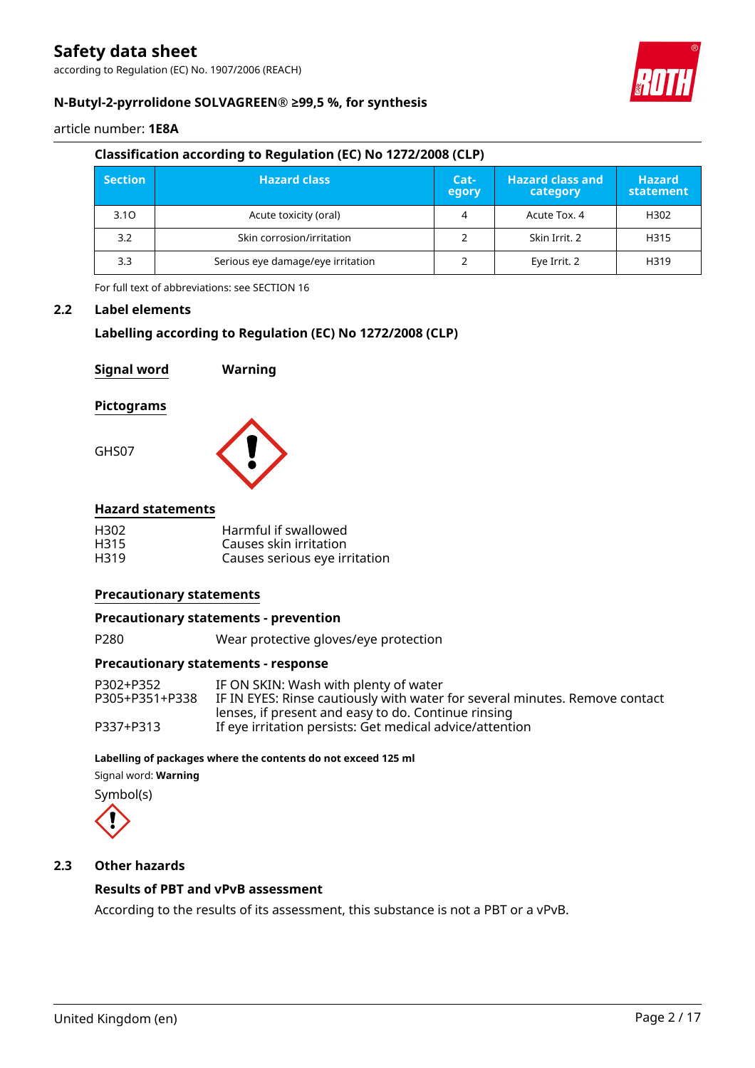### Classification according to Regulation (EC) No 1272/2008 (CLP)

| Section | Hazard class | Cat-egory | Hazard class and category | Hazard statement |
|---|---|---|---|---|
| 3.1O | Acute toxicity (oral) | 4 | Acute Tox. 4 | H302 |
| 3.2 | Skin corrosion/irritation | 2 | Skin Irrit. 2 | H315 |
| 3.3 | Serious eye damage/eye irritation | 2 | Eye Irrit. 2 | H319 |

For full text of abbreviations: see SECTION 16

## 2.2 Label elements

### Labelling according to Regulation (EC) No 1272/2008 (CLP)

**Signal word** **Warning**

**Pictograms**

GHS07

**Hazard statements**

H302 Harmful if swallowed
H315 Causes skin irritation
H319 Causes serious eye irritation

**Precautionary statements**

**Precautionary statements - prevention**

P280 Wear protective gloves/eye protection

**Precautionary statements - response**

P302+P352 IF ON SKIN: Wash with plenty of water
P305+P351+P338 IF IN EYES: Rinse cautiously with water for several minutes. Remove contact lenses, if present and easy to do. Continue rinsing
P337+P313 If eye irritation persists: Get medical advice/attention

**Labelling of packages where the contents do not exceed 125 ml**

Signal word: **Warning**

Symbol(s)

## 2.3 Other hazards

### Results of PBT and vPvB assessment

According to the results of its assessment, this substance is not a PBT or a vPvB.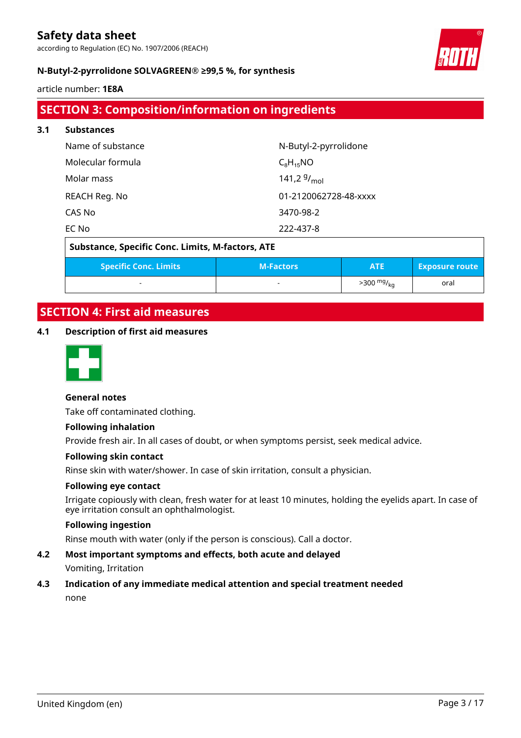## SECTION 3: Composition/information on ingredients

### 3.1 Substances

| | |
|---|---|
| Name of substance | N-Butyl-2-pyrrolidone |
| Molecular formula | $C_8H_{15}NO$ |
| Molar mass | 141,2 $^{g}/_{mol}$ |
| REACH Reg. No | 01-2120062728-48-xxxx |
| CAS No | 3470-98-2 |
| EC No | 222-437-8 |

**Substance, Specific Conc. Limits, M-factors, ATE**

| Specific Conc. Limits | M-Factors | ATE | Exposure route |
|---|---|---|---|
| - | - | >300 $^{mg}/_{kg}$ | oral |

## SECTION 4: First aid measures

### 4.1 Description of first aid measures

**General notes**

Take off contaminated clothing.

**Following inhalation**

Provide fresh air. In all cases of doubt, or when symptoms persist, seek medical advice.

**Following skin contact**

Rinse skin with water/shower. In case of skin irritation, consult a physician.

**Following eye contact**

Irrigate copiously with clean, fresh water for at least 10 minutes, holding the eyelids apart. In case of eye irritation consult an ophthalmologist.

**Following ingestion**

Rinse mouth with water (only if the person is conscious). Call a doctor.

### 4.2 Most important symptoms and effects, both acute and delayed

Vomiting, Irritation

### 4.3 Indication of any immediate medical attention and special treatment needed

none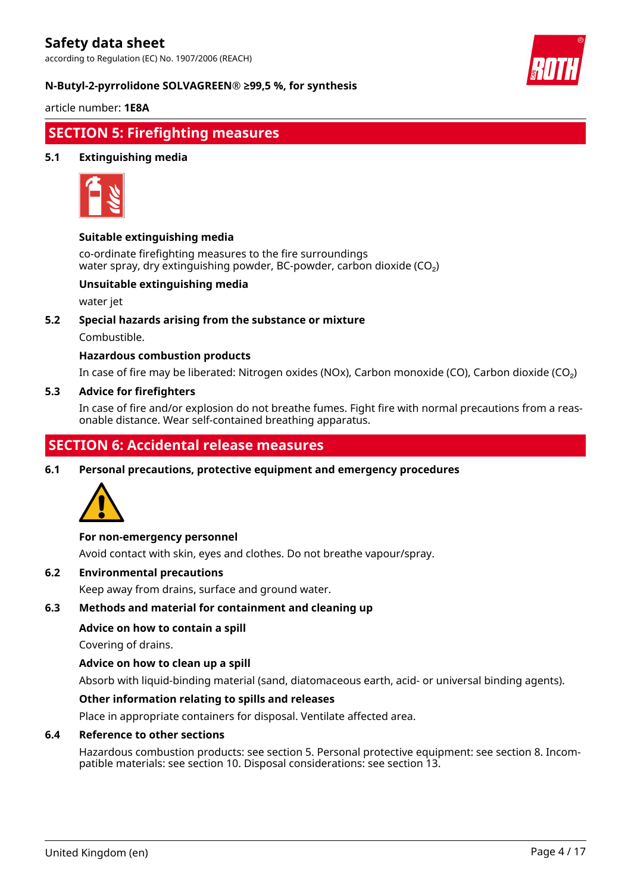## SECTION 5: Firefighting measures

### 5.1 Extinguishing media

**Suitable extinguishing media**

co-ordinate firefighting measures to the fire surroundings
water spray, dry extinguishing powder, BC-powder, carbon dioxide ($CO_2$)

**Unsuitable extinguishing media**

water jet

### 5.2 Special hazards arising from the substance or mixture

Combustible.

**Hazardous combustion products**

In case of fire may be liberated: Nitrogen oxides (NOx), Carbon monoxide (CO), Carbon dioxide ($CO_2$)

### 5.3 Advice for firefighters

In case of fire and/or explosion do not breathe fumes. Fight fire with normal precautions from a reasonable distance. Wear self-contained breathing apparatus.

## SECTION 6: Accidental release measures

### 6.1 Personal precautions, protective equipment and emergency procedures

**For non-emergency personnel**

Avoid contact with skin, eyes and clothes. Do not breathe vapour/spray.

### 6.2 Environmental precautions

Keep away from drains, surface and ground water.

### 6.3 Methods and material for containment and cleaning up

**Advice on how to contain a spill**

Covering of drains.

**Advice on how to clean up a spill**

Absorb with liquid-binding material (sand, diatomaceous earth, acid- or universal binding agents).

**Other information relating to spills and releases**

Place in appropriate containers for disposal. Ventilate affected area.

### 6.4 Reference to other sections

Hazardous combustion products: see section 5. Personal protective equipment: see section 8. Incompatible materials: see section 10. Disposal considerations: see section 13.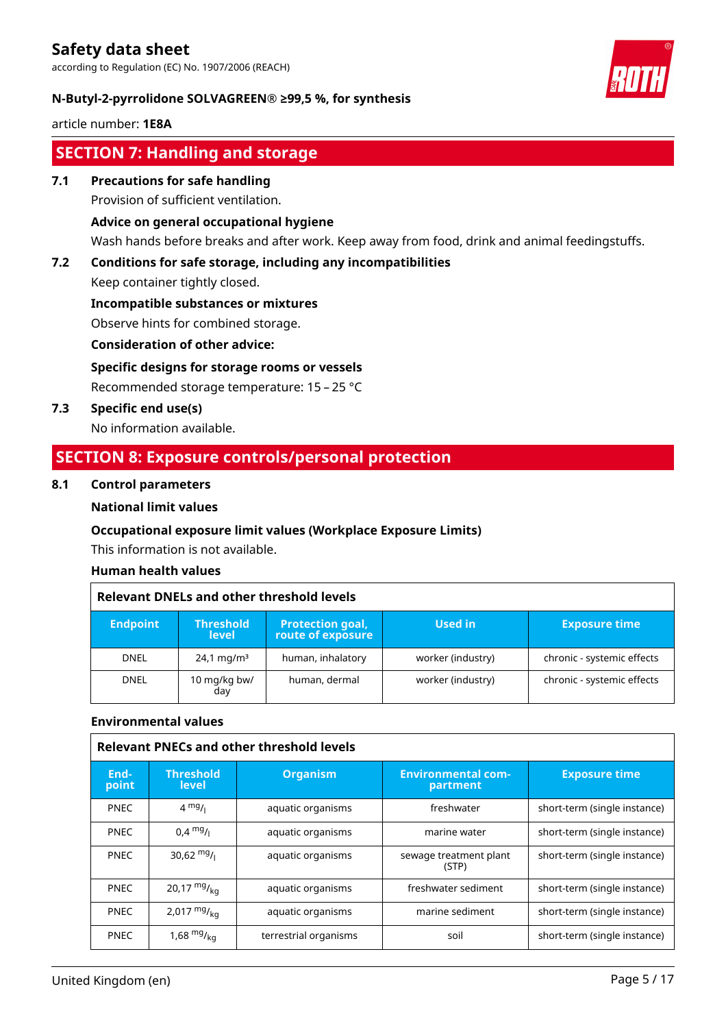## SECTION 7: Handling and storage

**7.1 Precautions for safe handling**

Provision of sufficient ventilation.

**Advice on general occupational hygiene**

Wash hands before breaks and after work. Keep away from food, drink and animal feedingstuffs.

**7.2 Conditions for safe storage, including any incompatibilities**

Keep container tightly closed.

**Incompatible substances or mixtures**

Observe hints for combined storage.

**Consideration of other advice:**

**Specific designs for storage rooms or vessels**

Recommended storage temperature: 15 – 25 °C

**7.3 Specific end use(s)**

No information available.

## SECTION 8: Exposure controls/personal protection

**8.1 Control parameters**

**National limit values**

**Occupational exposure limit values (Workplace Exposure Limits)**

This information is not available.

**Human health values**

**Relevant DNELs and other threshold levels**

| Endpoint | Threshold level | Protection goal, route of exposure | Used in | Exposure time |
|---|---|---|---|---|
| DNEL | 24,1 mg/m³ | human, inhalatory | worker (industry) | chronic - systemic effects |
| DNEL | 10 mg/kg bw/day | human, dermal | worker (industry) | chronic - systemic effects |

**Environmental values**

**Relevant PNECs and other threshold levels**

| End-point | Threshold level | Organism | Environmental compartment | Exposure time |
|---|---|---|---|---|
| PNEC | 4 $^{mg}/_{l}$ | aquatic organisms | freshwater | short-term (single instance) |
| PNEC | 0,4 $^{mg}/_{l}$ | aquatic organisms | marine water | short-term (single instance) |
| PNEC | 30,62 $^{mg}/_{l}$ | aquatic organisms | sewage treatment plant (STP) | short-term (single instance) |
| PNEC | 20,17 $^{mg}/_{kg}$ | aquatic organisms | freshwater sediment | short-term (single instance) |
| PNEC | 2,017 $^{mg}/_{kg}$ | aquatic organisms | marine sediment | short-term (single instance) |
| PNEC | 1,68 $^{mg}/_{kg}$ | terrestrial organisms | soil | short-term (single instance) |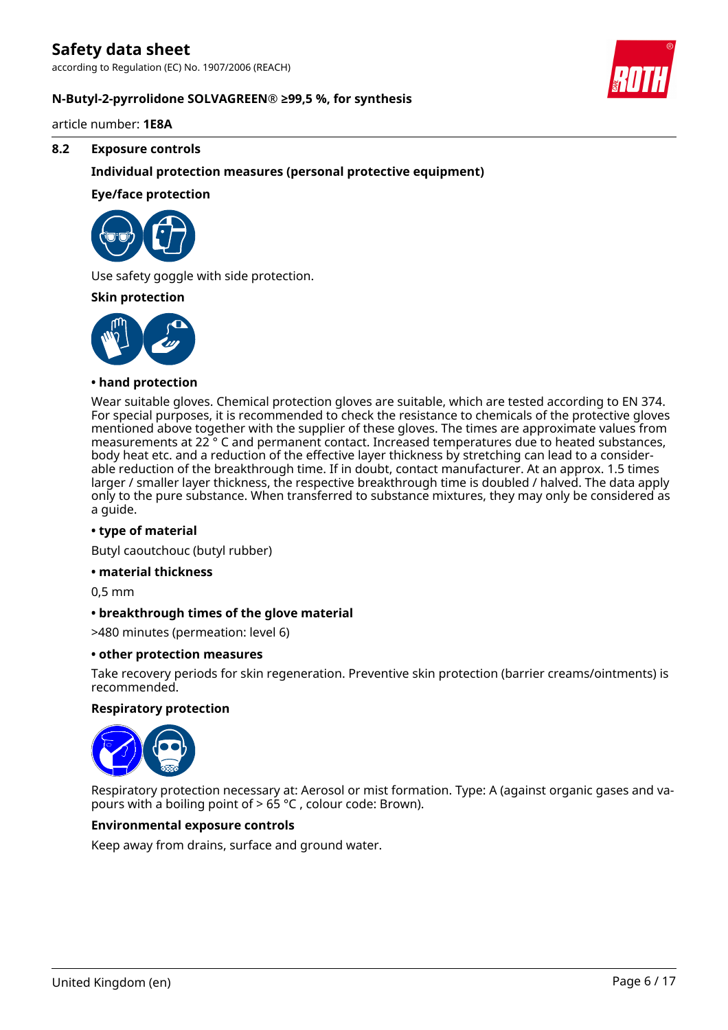## 8.2 Exposure controls

### Individual protection measures (personal protective equipment)

**Eye/face protection**

Use safety goggle with side protection.

**Skin protection**

**• hand protection**

Wear suitable gloves. Chemical protection gloves are suitable, which are tested according to EN 374. For special purposes, it is recommended to check the resistance to chemicals of the protective gloves mentioned above together with the supplier of these gloves. The times are approximate values from measurements at 22 ° C and permanent contact. Increased temperatures due to heated substances, body heat etc. and a reduction of the effective layer thickness by stretching can lead to a considerable reduction of the breakthrough time. If in doubt, contact manufacturer. At an approx. 1.5 times larger / smaller layer thickness, the respective breakthrough time is doubled / halved. The data apply only to the pure substance. When transferred to substance mixtures, they may only be considered as a guide.

**• type of material**

Butyl caoutchouc (butyl rubber)

**• material thickness**

0,5 mm

**• breakthrough times of the glove material**

>480 minutes (permeation: level 6)

**• other protection measures**

Take recovery periods for skin regeneration. Preventive skin protection (barrier creams/ointments) is recommended.

**Respiratory protection**

Respiratory protection necessary at: Aerosol or mist formation. Type: A (against organic gases and vapours with a boiling point of > 65 °C , colour code: Brown).

**Environmental exposure controls**

Keep away from drains, surface and ground water.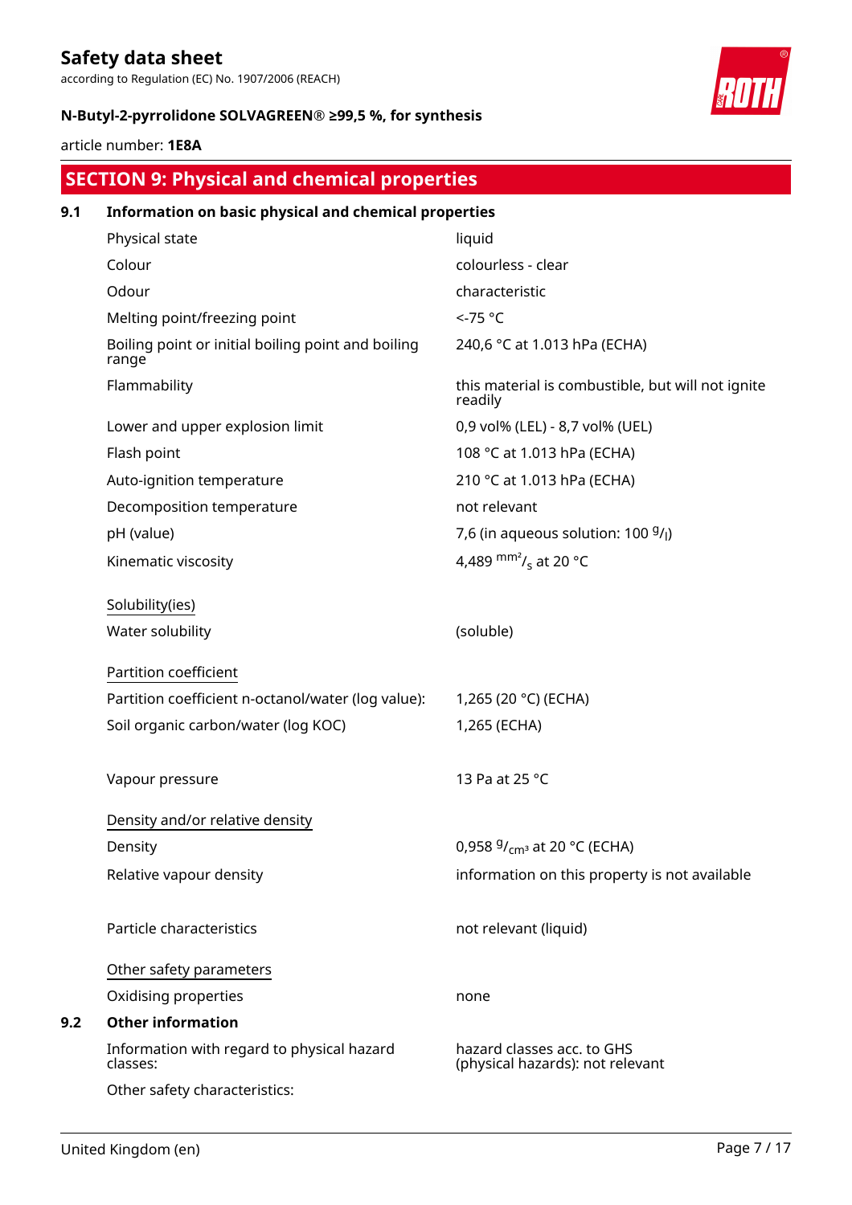## SECTION 9: Physical and chemical properties

### 9.1 Information on basic physical and chemical properties

| | |
|---|---|
| Physical state | liquid |
| Colour | colourless - clear |
| Odour | characteristic |
| Melting point/freezing point | <-75 °C |
| Boiling point or initial boiling point and boiling range | 240,6 °C at 1.013 hPa (ECHA) |
| Flammability | this material is combustible, but will not ignite readily |
| Lower and upper explosion limit | 0,9 vol% (LEL) - 8,7 vol% (UEL) |
| Flash point | 108 °C at 1.013 hPa (ECHA) |
| Auto-ignition temperature | 210 °C at 1.013 hPa (ECHA) |
| Decomposition temperature | not relevant |
| pH (value) | 7,6 (in aqueous solution: 100 $^{g}/_{l}$) |
| Kinematic viscosity | 4,489 $^{mm^2}/_{s}$ at 20 °C |

Solubility(ies)

| | |
|---|---|
| Water solubility | (soluble) |

Partition coefficient

| | |
|---|---|
| Partition coefficient n-octanol/water (log value): | 1,265 (20 °C) (ECHA) |
| Soil organic carbon/water (log KOC) | 1,265 (ECHA) |
| Vapour pressure | 13 Pa at 25 °C |

Density and/or relative density

| | |
|---|---|
| Density | 0,958 $^{g}/_{cm^3}$ at 20 °C (ECHA) |
| Relative vapour density | information on this property is not available |
| Particle characteristics | not relevant (liquid) |

Other safety parameters

| | |
|---|---|
| Oxidising properties | none |

### 9.2 Other information

| | |
|---|---|
| Information with regard to physical hazard classes: | hazard classes acc. to GHS (physical hazards): not relevant |
| Other safety characteristics: | |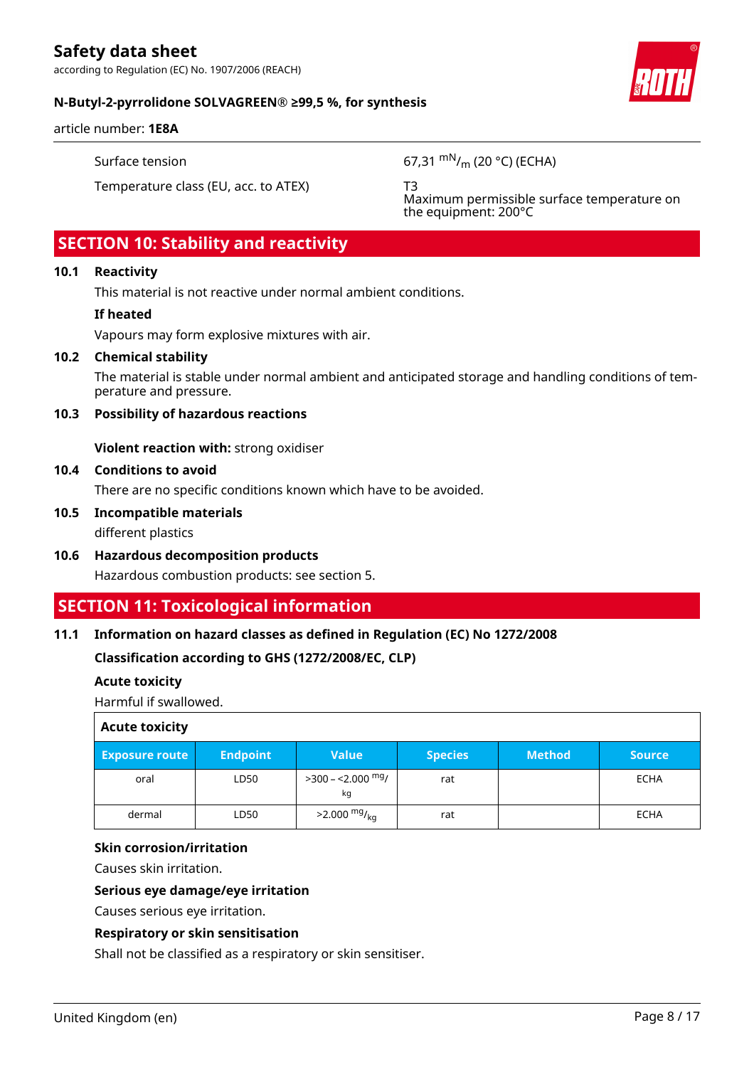| | |
|---|---|
| Surface tension | 67,31 $^{mN}/_{m}$ (20 °C) (ECHA) |
| Temperature class (EU, acc. to ATEX) | T3<br>Maximum permissible surface temperature on the equipment: 200°C |

## SECTION 10: Stability and reactivity

**10.1 Reactivity**

This material is not reactive under normal ambient conditions.

**If heated**

Vapours may form explosive mixtures with air.

**10.2 Chemical stability**

The material is stable under normal ambient and anticipated storage and handling conditions of temperature and pressure.

**10.3 Possibility of hazardous reactions**

**Violent reaction with:** strong oxidiser

**10.4 Conditions to avoid**

There are no specific conditions known which have to be avoided.

**10.5 Incompatible materials**

different plastics

**10.6 Hazardous decomposition products**

Hazardous combustion products: see section 5.

## SECTION 11: Toxicological information

**11.1 Information on hazard classes as defined in Regulation (EC) No 1272/2008**

**Classification according to GHS (1272/2008/EC, CLP)**

**Acute toxicity**

Harmful if swallowed.

**Acute toxicity**

| Exposure route | Endpoint | Value | Species | Method | Source |
|---|---|---|---|---|---|
| oral | LD50 | >300 – <2.000 $^{mg}/_{kg}$ | rat | | ECHA |
| dermal | LD50 | >2.000 $^{mg}/_{kg}$ | rat | | ECHA |

**Skin corrosion/irritation**

Causes skin irritation.

**Serious eye damage/eye irritation**

Causes serious eye irritation.

**Respiratory or skin sensitisation**

Shall not be classified as a respiratory or skin sensitiser.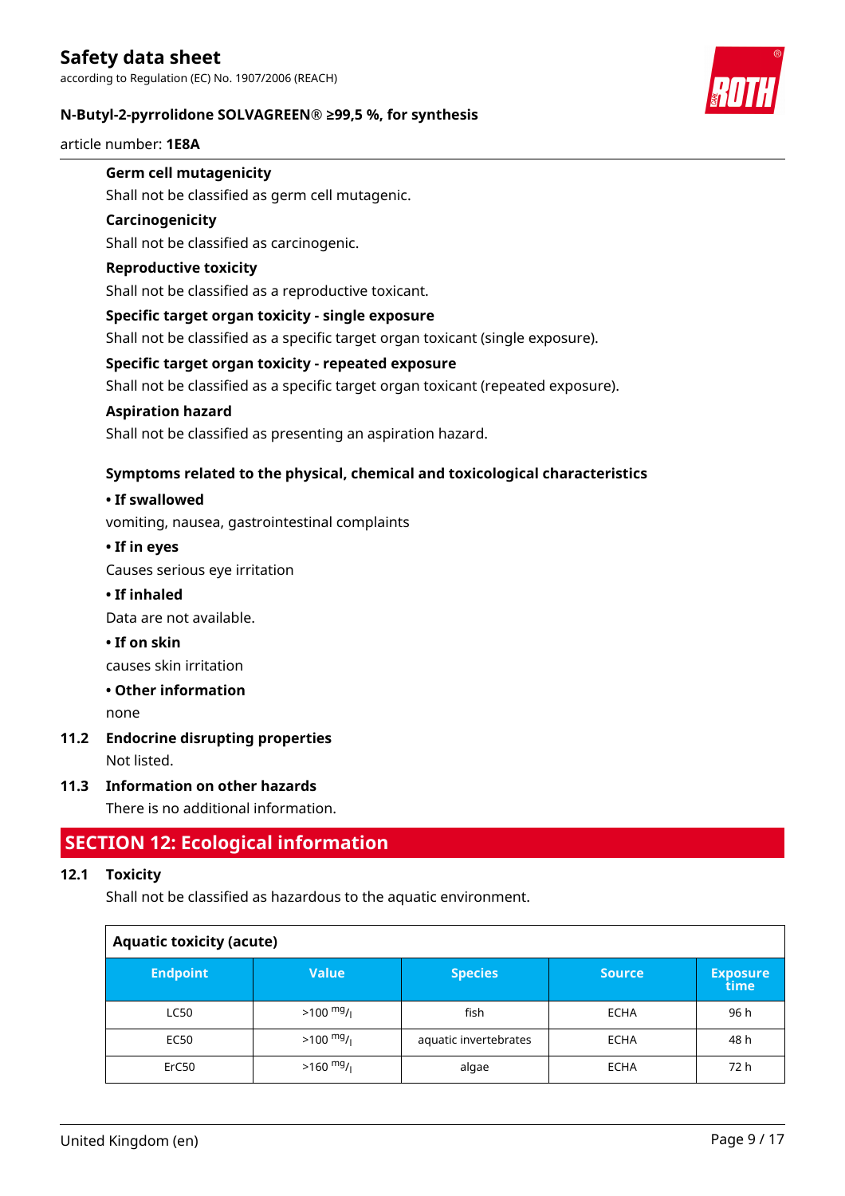**Germ cell mutagenicity**

Shall not be classified as germ cell mutagenic.

**Carcinogenicity**

Shall not be classified as carcinogenic.

**Reproductive toxicity**

Shall not be classified as a reproductive toxicant.

**Specific target organ toxicity - single exposure**

Shall not be classified as a specific target organ toxicant (single exposure).

**Specific target organ toxicity - repeated exposure**

Shall not be classified as a specific target organ toxicant (repeated exposure).

**Aspiration hazard**

Shall not be classified as presenting an aspiration hazard.

**Symptoms related to the physical, chemical and toxicological characteristics**

**• If swallowed**

vomiting, nausea, gastrointestinal complaints

**• If in eyes**

Causes serious eye irritation

**• If inhaled**

Data are not available.

**• If on skin**

causes skin irritation

**• Other information**

none

### 11.2 Endocrine disrupting properties

Not listed.

### 11.3 Information on other hazards

There is no additional information.

## SECTION 12: Ecological information

### 12.1 Toxicity

Shall not be classified as hazardous to the aquatic environment.

**Aquatic toxicity (acute)**

| Endpoint | Value | Species | Source | Exposure time |
|---|---|---|---|---|
| LC50 | >100 $^{mg}/_{l}$ | fish | ECHA | 96 h |
| EC50 | >100 $^{mg}/_{l}$ | aquatic invertebrates | ECHA | 48 h |
| ErC50 | >160 $^{mg}/_{l}$ | algae | ECHA | 72 h |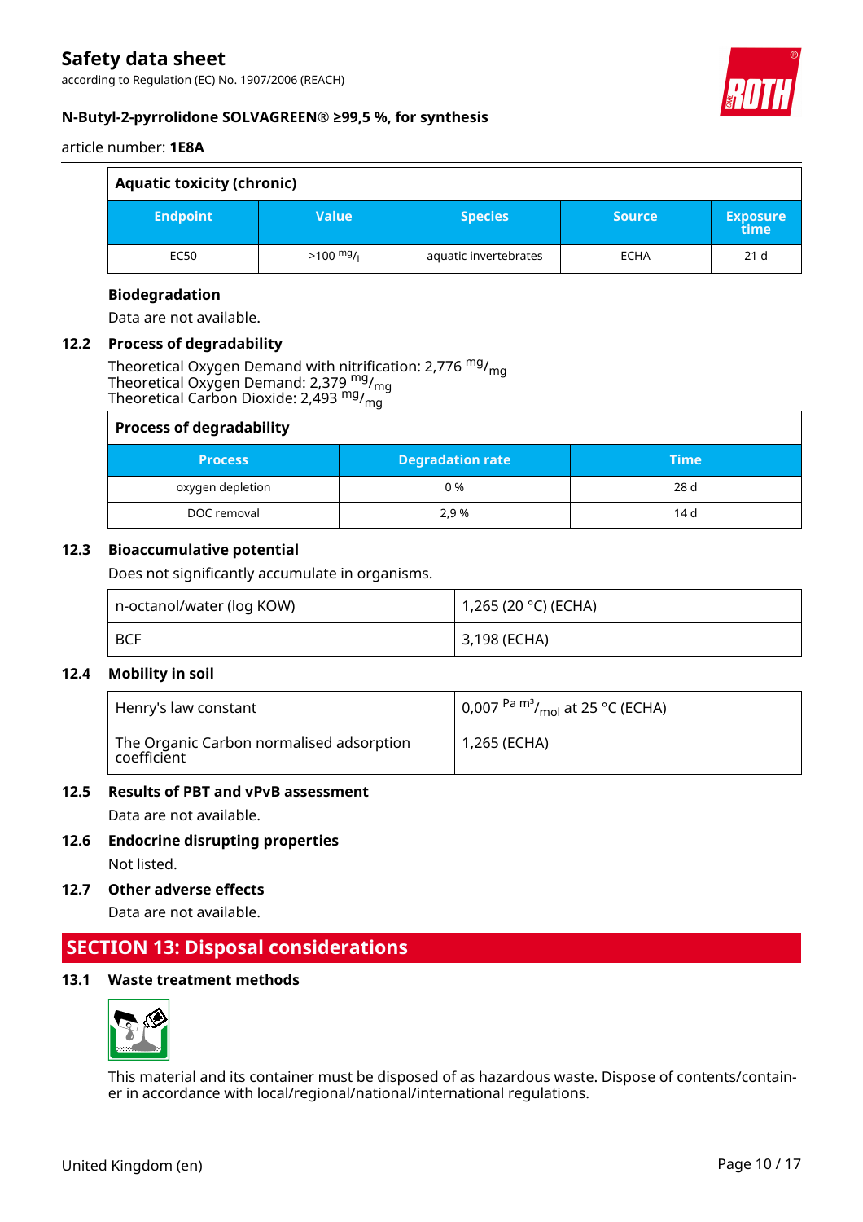| Aquatic toxicity (chronic) | | | | |
|---|---|---|---|---|
| **Endpoint** | **Value** | **Species** | **Source** | **Exposure time** |
| EC50 | >100 $^{mg}/_{l}$ | aquatic invertebrates | ECHA | 21 d |

**Biodegradation**

Data are not available.

### 12.2 Process of degradability

Theoretical Oxygen Demand with nitrification: 2,776 $^{mg}/_{mg}$
Theoretical Oxygen Demand: 2,379 $^{mg}/_{mg}$
Theoretical Carbon Dioxide: 2,493 $^{mg}/_{mg}$

| Process of degradability | | |
|---|---|---|
| **Process** | **Degradation rate** | **Time** |
| oxygen depletion | 0 % | 28 d |
| DOC removal | 2,9 % | 14 d |

### 12.3 Bioaccumulative potential

Does not significantly accumulate in organisms.

| | |
|---|---|
| n-octanol/water (log KOW) | 1,265 (20 °C) (ECHA) |
| BCF | 3,198 (ECHA) |

### 12.4 Mobility in soil

| | |
|---|---|
| Henry's law constant | 0,007 $^{Pa\ m^3}/_{mol}$ at 25 °C (ECHA) |
| The Organic Carbon normalised adsorption coefficient | 1,265 (ECHA) |

### 12.5 Results of PBT and vPvB assessment

Data are not available.

### 12.6 Endocrine disrupting properties

Not listed.

### 12.7 Other adverse effects

Data are not available.

## SECTION 13: Disposal considerations

### 13.1 Waste treatment methods

This material and its container must be disposed of as hazardous waste. Dispose of contents/container in accordance with local/regional/national/international regulations.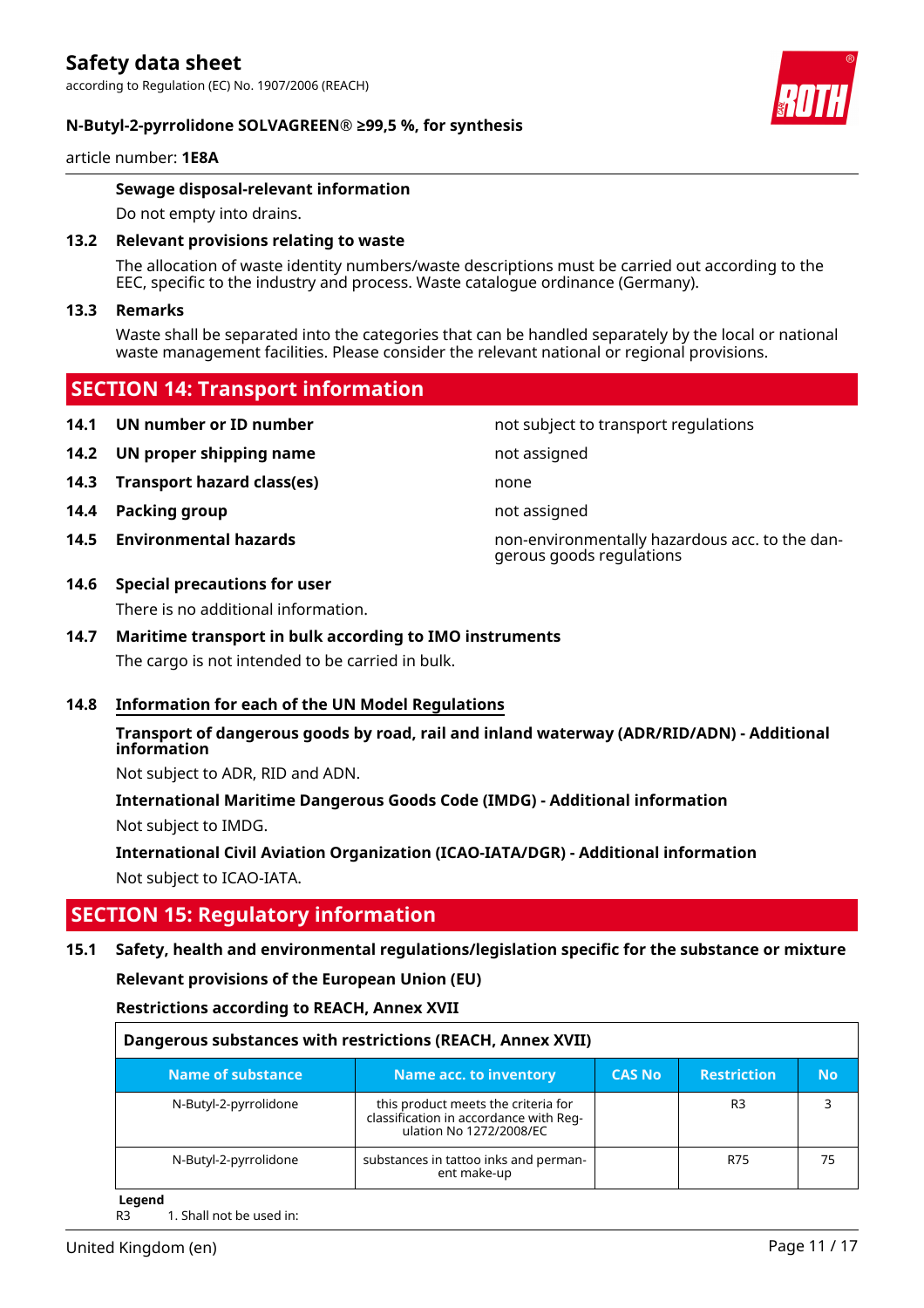**Sewage disposal-relevant information**

Do not empty into drains.

**13.2 Relevant provisions relating to waste**

The allocation of waste identity numbers/waste descriptions must be carried out according to the EEC, specific to the industry and process. Waste catalogue ordinance (Germany).

**13.3 Remarks**

Waste shall be separated into the categories that can be handled separately by the local or national waste management facilities. Please consider the relevant national or regional provisions.

## SECTION 14: Transport information

| | | |
|---|---|---|
| **14.1** | **UN number or ID number** | not subject to transport regulations |
| **14.2** | **UN proper shipping name** | not assigned |
| **14.3** | **Transport hazard class(es)** | none |
| **14.4** | **Packing group** | not assigned |
| **14.5** | **Environmental hazards** | non-environmentally hazardous acc. to the dangerous goods regulations |

**14.6 Special precautions for user**

There is no additional information.

**14.7 Maritime transport in bulk according to IMO instruments**

The cargo is not intended to be carried in bulk.

**14.8 Information for each of the UN Model Regulations**

**Transport of dangerous goods by road, rail and inland waterway (ADR/RID/ADN) - Additional information**

Not subject to ADR, RID and ADN.

**International Maritime Dangerous Goods Code (IMDG) - Additional information**

Not subject to IMDG.

**International Civil Aviation Organization (ICAO-IATA/DGR) - Additional information**

Not subject to ICAO-IATA.

## SECTION 15: Regulatory information

**15.1 Safety, health and environmental regulations/legislation specific for the substance or mixture**

**Relevant provisions of the European Union (EU)**

**Restrictions according to REACH, Annex XVII**

**Dangerous substances with restrictions (REACH, Annex XVII)**

| Name of substance | Name acc. to inventory | CAS No | Restriction | No |
|---|---|---|---|---|
| N-Butyl-2-pyrrolidone | this product meets the criteria for classification in accordance with Regulation No 1272/2008/EC | | R3 | 3 |
| N-Butyl-2-pyrrolidone | substances in tattoo inks and permanent make-up | | R75 | 75 |

**Legend**

R3 1. Shall not be used in: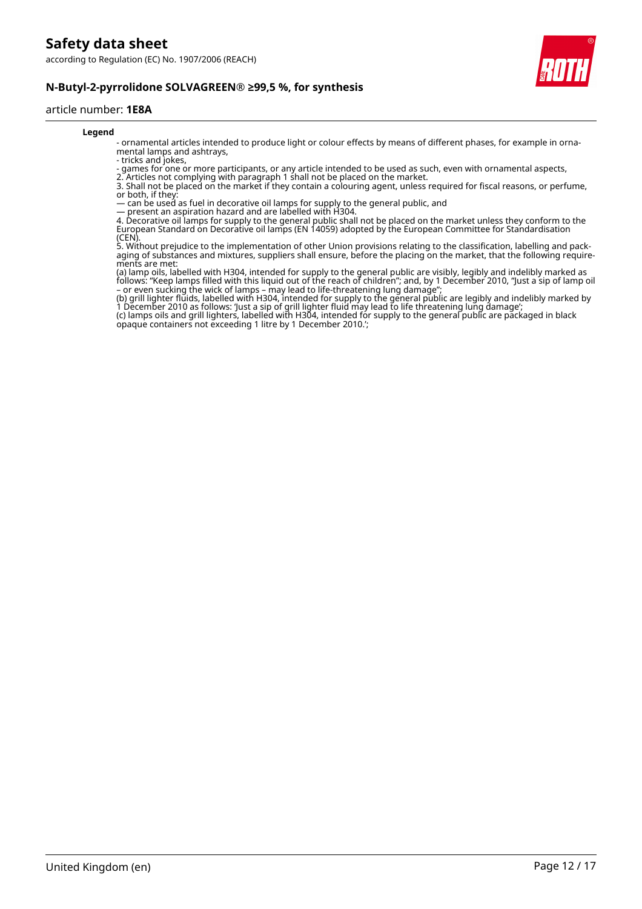**Legend**

- ornamental articles intended to produce light or colour effects by means of different phases, for example in ornamental lamps and ashtrays,
- tricks and jokes,
- games for one or more participants, or any article intended to be used as such, even with ornamental aspects,

2. Articles not complying with paragraph 1 shall not be placed on the market.
3. Shall not be placed on the market if they contain a colouring agent, unless required for fiscal reasons, or perfume, or both, if they:
— can be used as fuel in decorative oil lamps for supply to the general public, and
— present an aspiration hazard and are labelled with H304.
4. Decorative oil lamps for supply to the general public shall not be placed on the market unless they conform to the European Standard on Decorative oil lamps (EN 14059) adopted by the European Committee for Standardisation (CEN).
5. Without prejudice to the implementation of other Union provisions relating to the classification, labelling and packaging of substances and mixtures, suppliers shall ensure, before the placing on the market, that the following requirements are met:
(a) lamp oils, labelled with H304, intended for supply to the general public are visibly, legibly and indelibly marked as follows: "Keep lamps filled with this liquid out of the reach of children"; and, by 1 December 2010, "Just a sip of lamp oil – or even sucking the wick of lamps – may lead to life-threatening lung damage";
(b) grill lighter fluids, labelled with H304, intended for supply to the general public are legibly and indelibly marked by 1 December 2010 as follows: 'Just a sip of grill lighter fluid may lead to life threatening lung damage';
(c) lamps oils and grill lighters, labelled with H304, intended for supply to the general public are packaged in black opaque containers not exceeding 1 litre by 1 December 2010.';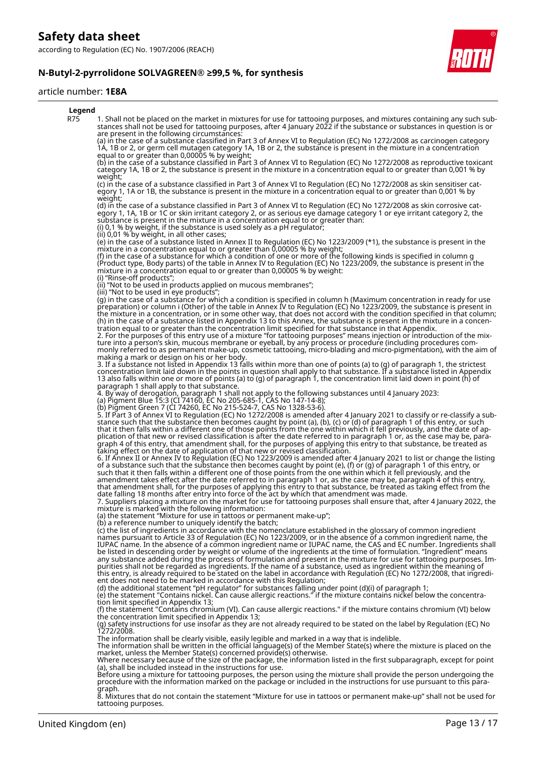**Legend**

R75 1. Shall not be placed on the market in mixtures for use for tattooing purposes, and mixtures containing any such substances shall not be used for tattooing purposes, after 4 January 2022 if the substance or substances in question is or are present in the following circumstances:
(a) in the case of a substance classified in Part 3 of Annex VI to Regulation (EC) No 1272/2008 as carcinogen category 1A, 1B or 2, or germ cell mutagen category 1A, 1B or 2, the substance is present in the mixture in a concentration equal to or greater than 0,00005 % by weight;
(b) in the case of a substance classified in Part 3 of Annex VI to Regulation (EC) No 1272/2008 as reproductive toxicant category 1A, 1B or 2, the substance is present in the mixture in a concentration equal to or greater than 0,001 % by weight;
(c) in the case of a substance classified in Part 3 of Annex VI to Regulation (EC) No 1272/2008 as skin sensitiser category 1, 1A or 1B, the substance is present in the mixture in a concentration equal to or greater than 0,001 % by weight;
(d) in the case of a substance classified in Part 3 of Annex VI to Regulation (EC) No 1272/2008 as skin corrosive category 1, 1A, 1B or 1C or skin irritant category 2, or as serious eye damage category 1 or eye irritant category 2, the substance is present in the mixture in a concentration equal to or greater than:
(i) 0,1 % by weight, if the substance is used solely as a pH regulator;
(ii) 0,01 % by weight, in all other cases;
(e) in the case of a substance listed in Annex II to Regulation (EC) No 1223/2009 (*1), the substance is present in the mixture in a concentration equal to or greater than 0,00005 % by weight;
(f) in the case of a substance for which a condition of one or more of the following kinds is specified in column g (Product type, Body parts) of the table in Annex IV to Regulation (EC) No 1223/2009, the substance is present in the mixture in a concentration equal to or greater than 0,00005 % by weight:
(i) "Rinse-off products";
(ii) "Not to be used in products applied on mucous membranes";
(iii) "Not to be used in eye products";
(g) in the case of a substance for which a condition is specified in column h (Maximum concentration in ready for use preparation) or column i (Other) of the table in Annex IV to Regulation (EC) No 1223/2009, the substance is present in the mixture in a concentration, or in some other way, that does not accord with the condition specified in that column;
(h) in the case of a substance listed in Appendix 13 to this Annex, the substance is present in the mixture in a concentration equal to or greater than the concentration limit specified for that substance in that Appendix.
2. For the purposes of this entry use of a mixture "for tattooing purposes" means injection or introduction of the mixture into a person's skin, mucous membrane or eyeball, by any process or procedure (including procedures commonly referred to as permanent make-up, cosmetic tattooing, micro-blading and micro-pigmentation), with the aim of making a mark or design on his or her body.
3. If a substance not listed in Appendix 13 falls within more than one of points (a) to (g) of paragraph 1, the strictest concentration limit laid down in the points in question shall apply to that substance. If a substance listed in Appendix 13 also falls within one or more of points (a) to (g) of paragraph 1, the concentration limit laid down in point (h) of paragraph 1 shall apply to that substance.
4. By way of derogation, paragraph 1 shall not apply to the following substances until 4 January 2023:
(a) Pigment Blue 15:3 (CI 74160, EC No 205-685-1, CAS No 147-14-8);
(b) Pigment Green 7 (CI 74260, EC No 215-524-7, CAS No 1328-53-6).
5. If Part 3 of Annex VI to Regulation (EC) No 1272/2008 is amended after 4 January 2021 to classify or re-classify a substance such that the substance then becomes caught by point (a), (b), (c) or (d) of paragraph 1 of this entry, or such that it then falls within a different one of those points from the one within which it fell previously, and the date of application of that new or revised classification is after the date referred to in paragraph 1 or, as the case may be, paragraph 4 of this entry, that amendment shall, for the purposes of applying this entry to that substance, be treated as taking effect on the date of application of that new or revised classification.
6. If Annex II or Annex IV to Regulation (EC) No 1223/2009 is amended after 4 January 2021 to list or change the listing of a substance such that the substance then becomes caught by point (e), (f) or (g) of paragraph 1 of this entry, or such that it then falls within a different one of those points from the one within which it fell previously, and the amendment takes effect after the date referred to in paragraph 1 or, as the case may be, paragraph 4 of this entry, that amendment shall, for the purposes of applying this entry to that substance, be treated as taking effect from the date falling 18 months after entry into force of the act by which that amendment was made.
7. Suppliers placing a mixture on the market for use for tattooing purposes shall ensure that, after 4 January 2022, the mixture is marked with the following information:
(a) the statement "Mixture for use in tattoos or permanent make-up";
(b) a reference number to uniquely identify the batch;
(c) the list of ingredients in accordance with the nomenclature established in the glossary of common ingredient names pursuant to Article 33 of Regulation (EC) No 1223/2009, or in the absence of a common ingredient name, the IUPAC name. In the absence of a common ingredient name or IUPAC name, the CAS and EC number. Ingredients shall be listed in descending order by weight or volume of the ingredients at the time of formulation. "Ingredient" means any substance added during the process of formulation and present in the mixture for use for tattooing purposes. Impurities shall not be regarded as ingredients. If the name of a substance, used as ingredient within the meaning of this entry, is already required to be stated on the label in accordance with Regulation (EC) No 1272/2008, that ingredient does not need to be marked in accordance with this Regulation;
(d) the additional statement "pH regulator" for substances falling under point (d)(i) of paragraph 1;
(e) the statement "Contains nickel. Can cause allergic reactions." if the mixture contains nickel below the concentration limit specified in Appendix 13;
(f) the statement "Contains chromium (VI). Can cause allergic reactions." if the mixture contains chromium (VI) below the concentration limit specified in Appendix 13;
(g) safety instructions for use insofar as they are not already required to be stated on the label by Regulation (EC) No 1272/2008.
The information shall be clearly visible, easily legible and marked in a way that is indelible.
The information shall be written in the official language(s) of the Member State(s) where the mixture is placed on the market, unless the Member State(s) concerned provide(s) otherwise.
Where necessary because of the size of the package, the information listed in the first subparagraph, except for point (a), shall be included instead in the instructions for use.
Before using a mixture for tattooing purposes, the person using the mixture shall provide the person undergoing the procedure with the information marked on the package or included in the instructions for use pursuant to this paragraph.
8. Mixtures that do not contain the statement "Mixture for use in tattoos or permanent make-up" shall not be used for tattooing purposes.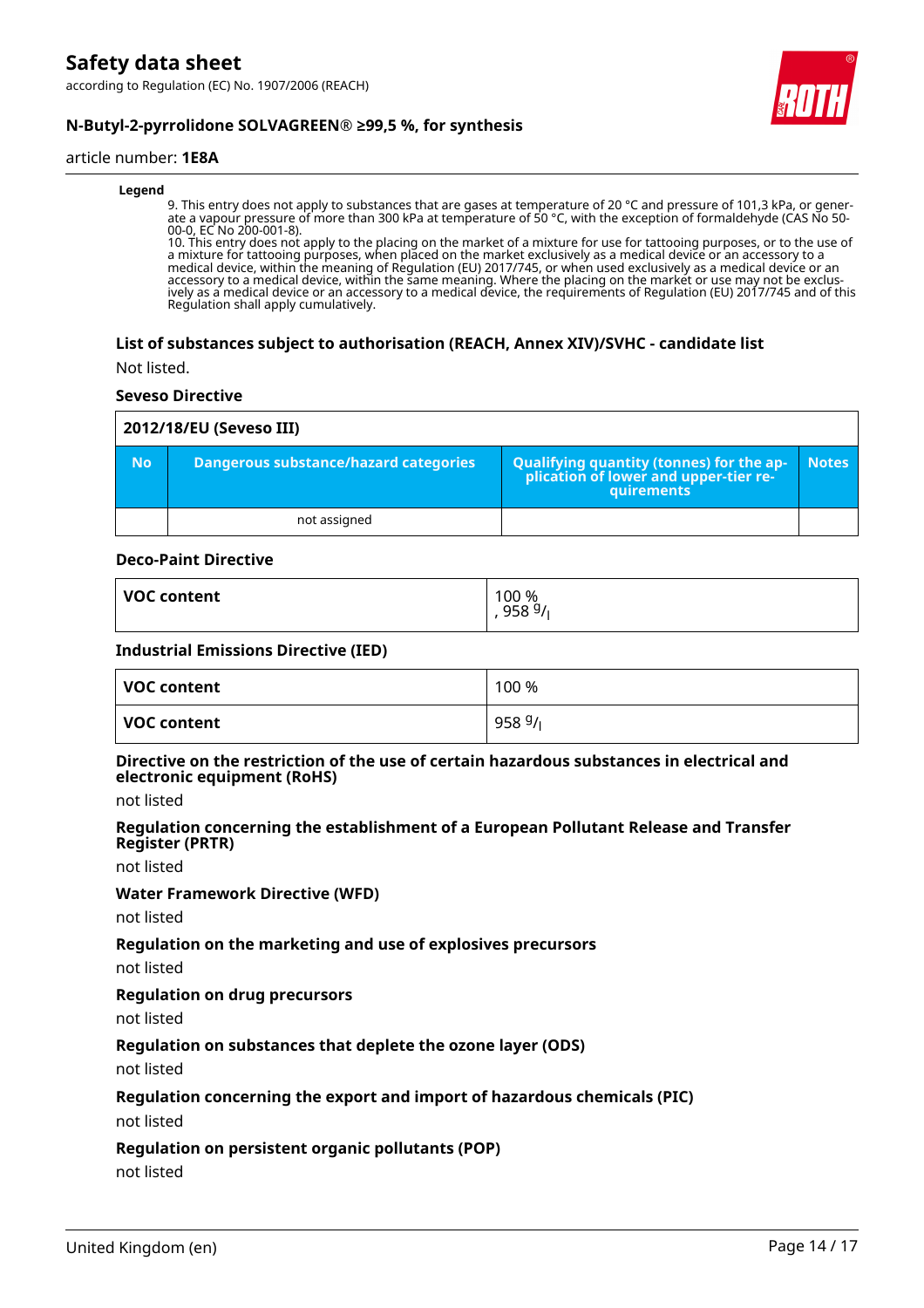**Legend**

9. This entry does not apply to substances that are gases at temperature of 20 °C and pressure of 101,3 kPa, or generate a vapour pressure of more than 300 kPa at temperature of 50 °C, with the exception of formaldehyde (CAS No 50-00-0, EC No 200-001-8).
10. This entry does not apply to the placing on the market of a mixture for use for tattooing purposes, or to the use of a mixture for tattooing purposes, when placed on the market exclusively as a medical device or an accessory to a medical device, within the meaning of Regulation (EU) 2017/745, or when used exclusively as a medical device or an accessory to a medical device, within the same meaning. Where the placing on the market or use may not be exclusively as a medical device or an accessory to a medical device, the requirements of Regulation (EU) 2017/745 and of this Regulation shall apply cumulatively.

### List of substances subject to authorisation (REACH, Annex XIV)/SVHC - candidate list

Not listed.

### Seveso Directive

| 2012/18/EU (Seveso III) | | | |
|---|---|---|---|
| **No** | **Dangerous substance/hazard categories** | **Qualifying quantity (tonnes) for the application of lower and upper-tier requirements** | **Notes** |
| | not assigned | | |

### Deco-Paint Directive

| | |
|---|---|
| **VOC content** | 100 %<br>, 958 g/l |

### Industrial Emissions Directive (IED)

| | |
|---|---|
| **VOC content** | 100 % |
| **VOC content** | 958 g/l |

### Directive on the restriction of the use of certain hazardous substances in electrical and electronic equipment (RoHS)

not listed

### Regulation concerning the establishment of a European Pollutant Release and Transfer Register (PRTR)

not listed

### Water Framework Directive (WFD)

not listed

### Regulation on the marketing and use of explosives precursors

not listed

### Regulation on drug precursors

not listed

### Regulation on substances that deplete the ozone layer (ODS)

not listed

### Regulation concerning the export and import of hazardous chemicals (PIC)

not listed

### Regulation on persistent organic pollutants (POP)

not listed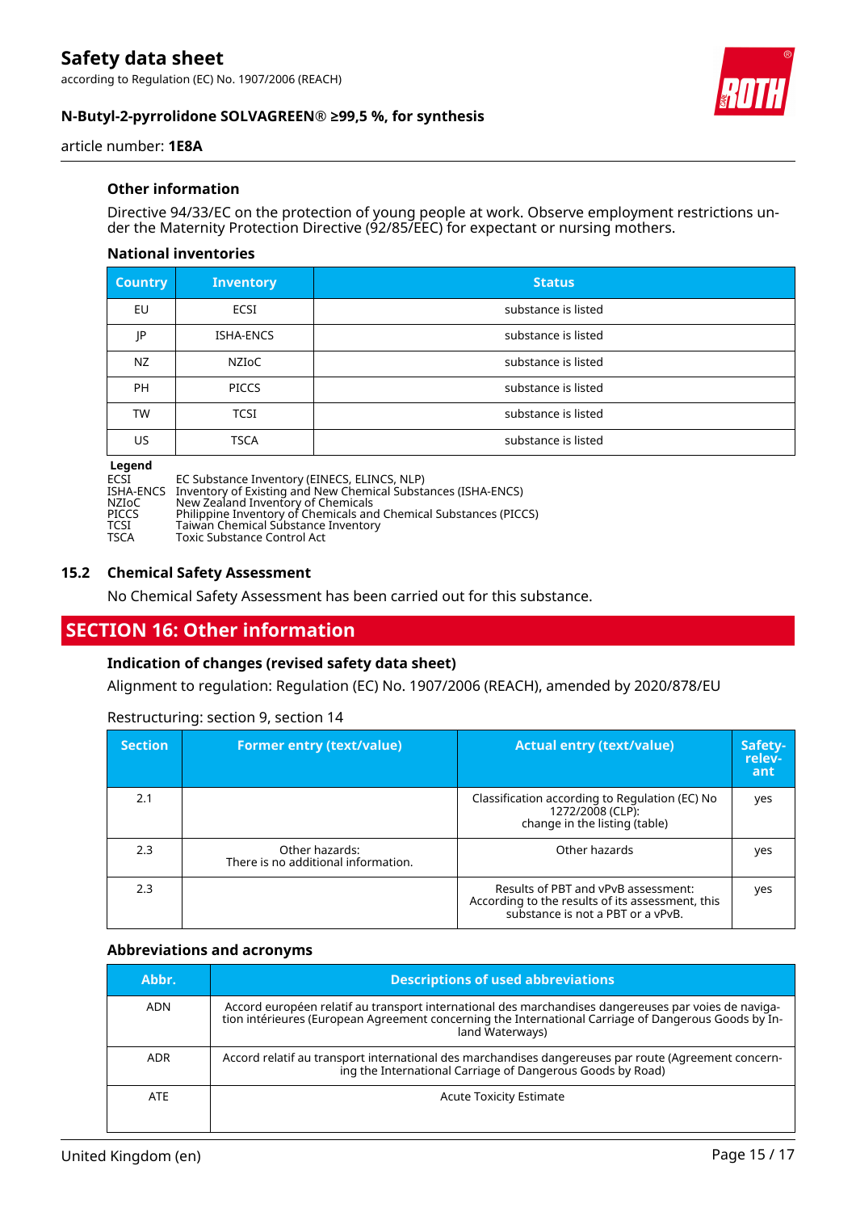### Other information

Directive 94/33/EC on the protection of young people at work. Observe employment restrictions under the Maternity Protection Directive (92/85/EEC) for expectant or nursing mothers.

#### National inventories

| Country | Inventory | Status |
|---|---|---|
| EU | ECSI | substance is listed |
| JP | ISHA-ENCS | substance is listed |
| NZ | NZIoC | substance is listed |
| PH | PICCS | substance is listed |
| TW | TCSI | substance is listed |
| US | TSCA | substance is listed |

**Legend**

| | |
|---|---|
| ECSI | EC Substance Inventory (EINECS, ELINCS, NLP) |
| ISHA-ENCS | Inventory of Existing and New Chemical Substances (ISHA-ENCS) |
| NZIoC | New Zealand Inventory of Chemicals |
| PICCS | Philippine Inventory of Chemicals and Chemical Substances (PICCS) |
| TCSI | Taiwan Chemical Substance Inventory |
| TSCA | Toxic Substance Control Act |

### 15.2 Chemical Safety Assessment

No Chemical Safety Assessment has been carried out for this substance.

## SECTION 16: Other information

### Indication of changes (revised safety data sheet)

Alignment to regulation: Regulation (EC) No. 1907/2006 (REACH), amended by 2020/878/EU

Restructuring: section 9, section 14

| Section | Former entry (text/value) | Actual entry (text/value) | Safety-relevant |
|---|---|---|---|
| 2.1 | | Classification according to Regulation (EC) No 1272/2008 (CLP): change in the listing (table) | yes |
| 2.3 | Other hazards: There is no additional information. | Other hazards | yes |
| 2.3 | | Results of PBT and vPvB assessment: According to the results of its assessment, this substance is not a PBT or a vPvB. | yes |

### Abbreviations and acronyms

| Abbr. | Descriptions of used abbreviations |
|---|---|
| ADN | Accord européen relatif au transport international des marchandises dangereuses par voies de navigation intérieures (European Agreement concerning the International Carriage of Dangerous Goods by Inland Waterways) |
| ADR | Accord relatif au transport international des marchandises dangereuses par route (Agreement concerning the International Carriage of Dangerous Goods by Road) |
| ATE | Acute Toxicity Estimate |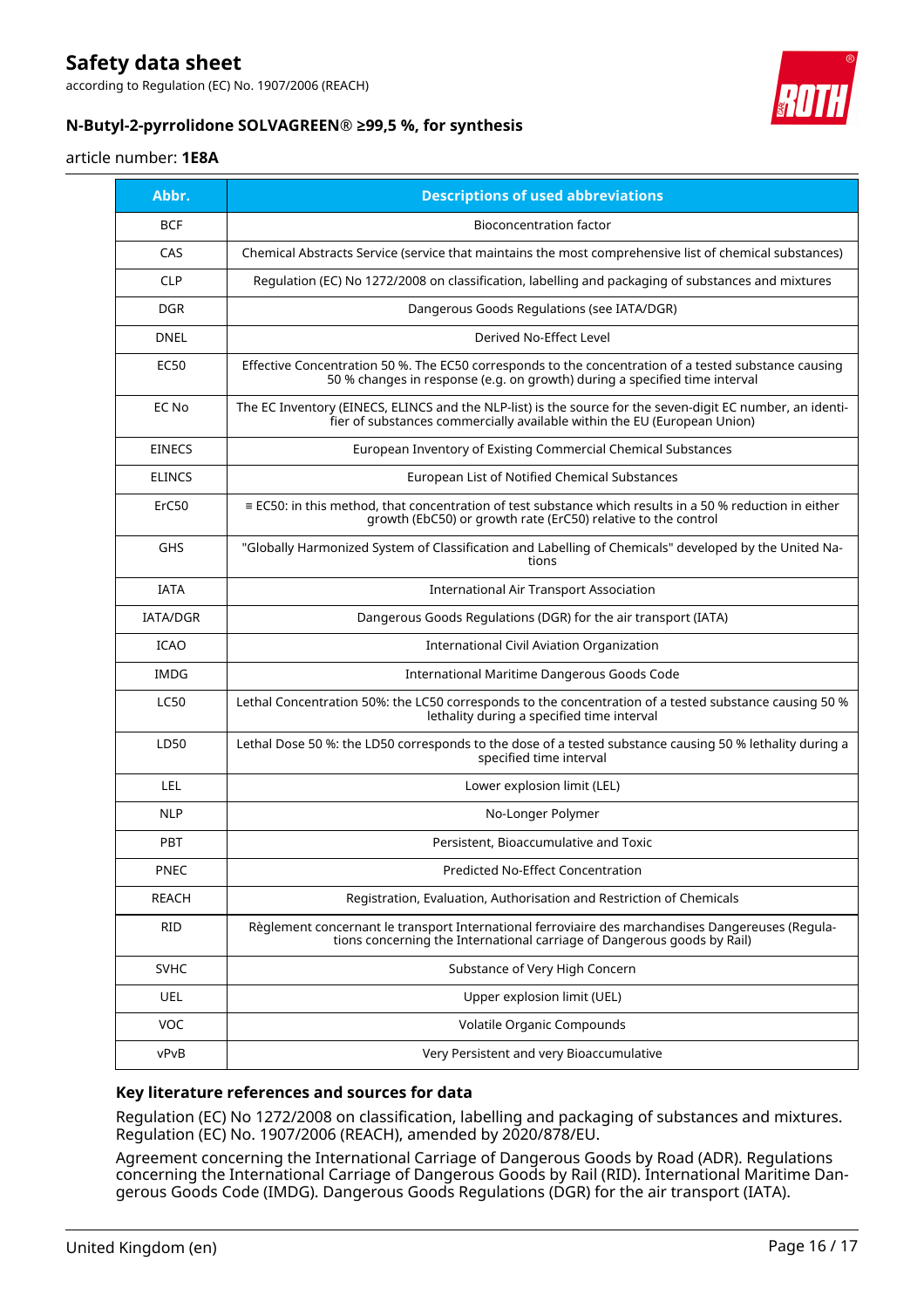| Abbr. | Descriptions of used abbreviations |
|---|---|
| BCF | Bioconcentration factor |
| CAS | Chemical Abstracts Service (service that maintains the most comprehensive list of chemical substances) |
| CLP | Regulation (EC) No 1272/2008 on classification, labelling and packaging of substances and mixtures |
| DGR | Dangerous Goods Regulations (see IATA/DGR) |
| DNEL | Derived No-Effect Level |
| EC50 | Effective Concentration 50 %. The EC50 corresponds to the concentration of a tested substance causing 50 % changes in response (e.g. on growth) during a specified time interval |
| EC No | The EC Inventory (EINECS, ELINCS and the NLP-list) is the source for the seven-digit EC number, an identifier of substances commercially available within the EU (European Union) |
| EINECS | European Inventory of Existing Commercial Chemical Substances |
| ELINCS | European List of Notified Chemical Substances |
| ErC50 | ≡ EC50: in this method, that concentration of test substance which results in a 50 % reduction in either growth (EbC50) or growth rate (ErC50) relative to the control |
| GHS | "Globally Harmonized System of Classification and Labelling of Chemicals" developed by the United Nations |
| IATA | International Air Transport Association |
| IATA/DGR | Dangerous Goods Regulations (DGR) for the air transport (IATA) |
| ICAO | International Civil Aviation Organization |
| IMDG | International Maritime Dangerous Goods Code |
| LC50 | Lethal Concentration 50%: the LC50 corresponds to the concentration of a tested substance causing 50 % lethality during a specified time interval |
| LD50 | Lethal Dose 50 %: the LD50 corresponds to the dose of a tested substance causing 50 % lethality during a specified time interval |
| LEL | Lower explosion limit (LEL) |
| NLP | No-Longer Polymer |
| PBT | Persistent, Bioaccumulative and Toxic |
| PNEC | Predicted No-Effect Concentration |
| REACH | Registration, Evaluation, Authorisation and Restriction of Chemicals |
| RID | Règlement concernant le transport International ferroviaire des marchandises Dangereuses (Regulations concerning the International carriage of Dangerous goods by Rail) |
| SVHC | Substance of Very High Concern |
| UEL | Upper explosion limit (UEL) |
| VOC | Volatile Organic Compounds |
| vPvB | Very Persistent and very Bioaccumulative |

### Key literature references and sources for data

Regulation (EC) No 1272/2008 on classification, labelling and packaging of substances and mixtures. Regulation (EC) No. 1907/2006 (REACH), amended by 2020/878/EU.

Agreement concerning the International Carriage of Dangerous Goods by Road (ADR). Regulations concerning the International Carriage of Dangerous Goods by Rail (RID). International Maritime Dangerous Goods Code (IMDG). Dangerous Goods Regulations (DGR) for the air transport (IATA).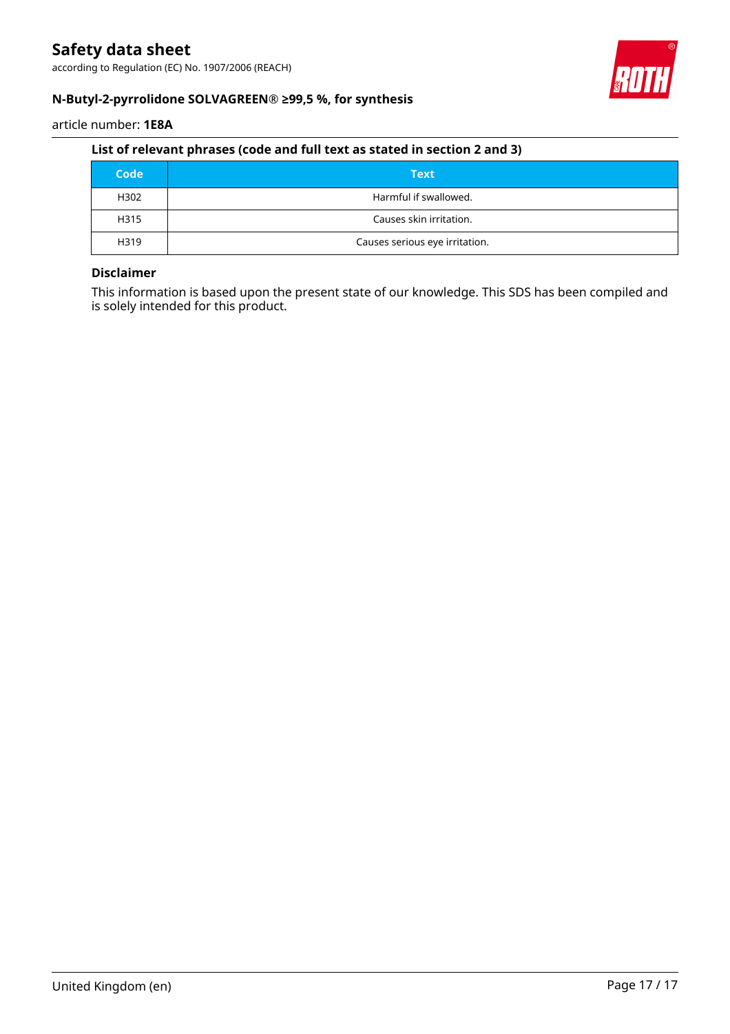### List of relevant phrases (code and full text as stated in section 2 and 3)

| Code | Text |
|---|---|
| H302 | Harmful if swallowed. |
| H315 | Causes skin irritation. |
| H319 | Causes serious eye irritation. |

### Disclaimer

This information is based upon the present state of our knowledge. This SDS has been compiled and is solely intended for this product.